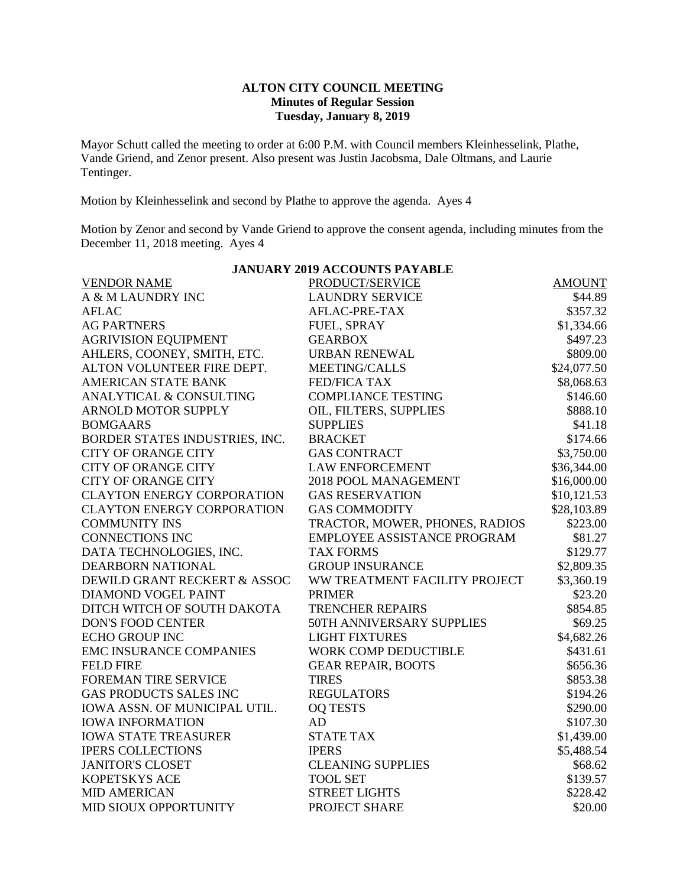**ALTON CITY COUNCIL MEETING**
**Minutes of Regular Session**
**Tuesday, January 8, 2019**

Mayor Schutt called the meeting to order at 6:00 P.M. with Council members Kleinhesselink, Plathe, Vande Griend, and Zenor present. Also present was Justin Jacobsma, Dale Oltmans, and Laurie Tentinger.

Motion by Kleinhesselink and second by Plathe to approve the agenda. Ayes 4

Motion by Zenor and second by Vande Griend to approve the consent agenda, including minutes from the December 11, 2018 meeting. Ayes 4

**JANUARY 2019 ACCOUNTS PAYABLE**

| VENDOR NAME | PRODUCT/SERVICE | AMOUNT |
|---|---|---|
| A & M LAUNDRY INC | LAUNDRY SERVICE | $44.89 |
| AFLAC | AFLAC-PRE-TAX | $357.32 |
| AG PARTNERS | FUEL, SPRAY | $1,334.66 |
| AGRIVISION EQUIPMENT | GEARBOX | $497.23 |
| AHLERS, COONEY, SMITH, ETC. | URBAN RENEWAL | $809.00 |
| ALTON VOLUNTEER FIRE DEPT. | MEETING/CALLS | $24,077.50 |
| AMERICAN STATE BANK | FED/FICA TAX | $8,068.63 |
| ANALYTICAL & CONSULTING | COMPLIANCE TESTING | $146.60 |
| ARNOLD MOTOR SUPPLY | OIL, FILTERS, SUPPLIES | $888.10 |
| BOMGAARS | SUPPLIES | $41.18 |
| BORDER STATES INDUSTRIES, INC. | BRACKET | $174.66 |
| CITY OF ORANGE CITY | GAS CONTRACT | $3,750.00 |
| CITY OF ORANGE CITY | LAW ENFORCEMENT | $36,344.00 |
| CITY OF ORANGE CITY | 2018 POOL MANAGEMENT | $16,000.00 |
| CLAYTON ENERGY CORPORATION | GAS RESERVATION | $10,121.53 |
| CLAYTON ENERGY CORPORATION | GAS COMMODITY | $28,103.89 |
| COMMUNITY INS | TRACTOR, MOWER, PHONES, RADIOS | $223.00 |
| CONNECTIONS INC | EMPLOYEE ASSISTANCE PROGRAM | $81.27 |
| DATA TECHNOLOGIES, INC. | TAX FORMS | $129.77 |
| DEARBORN NATIONAL | GROUP INSURANCE | $2,809.35 |
| DEWILD GRANT RECKERT & ASSOC | WW TREATMENT FACILITY PROJECT | $3,360.19 |
| DIAMOND VOGEL PAINT | PRIMER | $23.20 |
| DITCH WITCH OF SOUTH DAKOTA | TRENCHER REPAIRS | $854.85 |
| DON'S FOOD CENTER | 50TH ANNIVERSARY SUPPLIES | $69.25 |
| ECHO GROUP INC | LIGHT FIXTURES | $4,682.26 |
| EMC INSURANCE COMPANIES | WORK COMP DEDUCTIBLE | $431.61 |
| FELD FIRE | GEAR REPAIR, BOOTS | $656.36 |
| FOREMAN TIRE SERVICE | TIRES | $853.38 |
| GAS PRODUCTS SALES INC | REGULATORS | $194.26 |
| IOWA ASSN. OF MUNICIPAL UTIL. | OQ TESTS | $290.00 |
| IOWA INFORMATION | AD | $107.30 |
| IOWA STATE TREASURER | STATE TAX | $1,439.00 |
| IPERS COLLECTIONS | IPERS | $5,488.54 |
| JANITOR'S CLOSET | CLEANING SUPPLIES | $68.62 |
| KOPETSKYS ACE | TOOL SET | $139.57 |
| MID AMERICAN | STREET LIGHTS | $228.42 |
| MID SIOUX OPPORTUNITY | PROJECT SHARE | $20.00 |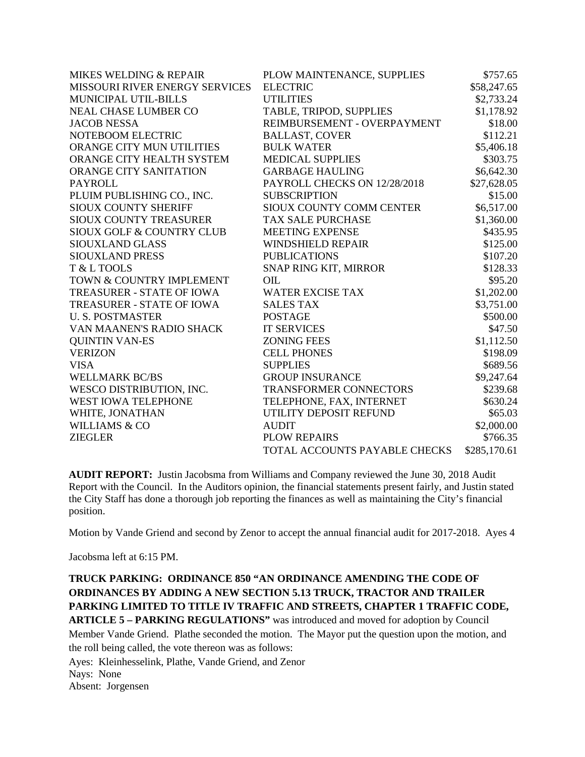| | | |
|---|---|---|
| MIKES WELDING & REPAIR | PLOW MAINTENANCE, SUPPLIES | $757.65 |
| MISSOURI RIVER ENERGY SERVICES | ELECTRIC | $58,247.65 |
| MUNICIPAL UTIL-BILLS | UTILITIES | $2,733.24 |
| NEAL CHASE LUMBER CO | TABLE, TRIPOD, SUPPLIES | $1,178.92 |
| JACOB NESSA | REIMBURSEMENT - OVERPAYMENT | $18.00 |
| NOTEBOOM ELECTRIC | BALLAST, COVER | $112.21 |
| ORANGE CITY MUN UTILITIES | BULK WATER | $5,406.18 |
| ORANGE CITY HEALTH SYSTEM | MEDICAL SUPPLIES | $303.75 |
| ORANGE CITY SANITATION | GARBAGE HAULING | $6,642.30 |
| PAYROLL | PAYROLL CHECKS ON 12/28/2018 | $27,628.05 |
| PLUIM PUBLISHING CO., INC. | SUBSCRIPTION | $15.00 |
| SIOUX COUNTY SHERIFF | SIOUX COUNTY COMM CENTER | $6,517.00 |
| SIOUX COUNTY TREASURER | TAX SALE PURCHASE | $1,360.00 |
| SIOUX GOLF & COUNTRY CLUB | MEETING EXPENSE | $435.95 |
| SIOUXLAND GLASS | WINDSHIELD REPAIR | $125.00 |
| SIOUXLAND PRESS | PUBLICATIONS | $107.20 |
| T & L TOOLS | SNAP RING KIT, MIRROR | $128.33 |
| TOWN & COUNTRY IMPLEMENT | OIL | $95.20 |
| TREASURER - STATE OF IOWA | WATER EXCISE TAX | $1,202.00 |
| TREASURER - STATE OF IOWA | SALES TAX | $3,751.00 |
| U. S. POSTMASTER | POSTAGE | $500.00 |
| VAN MAANEN'S RADIO SHACK | IT SERVICES | $47.50 |
| QUINTIN VAN-ES | ZONING FEES | $1,112.50 |
| VERIZON | CELL PHONES | $198.09 |
| VISA | SUPPLIES | $689.56 |
| WELLMARK BC/BS | GROUP INSURANCE | $9,247.64 |
| WESCO DISTRIBUTION, INC. | TRANSFORMER CONNECTORS | $239.68 |
| WEST IOWA TELEPHONE | TELEPHONE, FAX, INTERNET | $630.24 |
| WHITE, JONATHAN | UTILITY DEPOSIT REFUND | $65.03 |
| WILLIAMS & CO | AUDIT | $2,000.00 |
| ZIEGLER | PLOW REPAIRS | $766.35 |
| | TOTAL ACCOUNTS PAYABLE CHECKS | $285,170.61 |

**AUDIT REPORT:** Justin Jacobsma from Williams and Company reviewed the June 30, 2018 Audit Report with the Council. In the Auditors opinion, the financial statements present fairly, and Justin stated the City Staff has done a thorough job reporting the finances as well as maintaining the City's financial position.

Motion by Vande Griend and second by Zenor to accept the annual financial audit for 2017-2018. Ayes 4

Jacobsma left at 6:15 PM.

**TRUCK PARKING: ORDINANCE 850 "AN ORDINANCE AMENDING THE CODE OF ORDINANCES BY ADDING A NEW SECTION 5.13 TRUCK, TRACTOR AND TRAILER PARKING LIMITED TO TITLE IV TRAFFIC AND STREETS, CHAPTER 1 TRAFFIC CODE, ARTICLE 5 – PARKING REGULATIONS"** was introduced and moved for adoption by Council Member Vande Griend. Plathe seconded the motion. The Mayor put the question upon the motion, and the roll being called, the vote thereon was as follows:

Ayes: Kleinhesselink, Plathe, Vande Griend, and Zenor
Nays: None
Absent: Jorgensen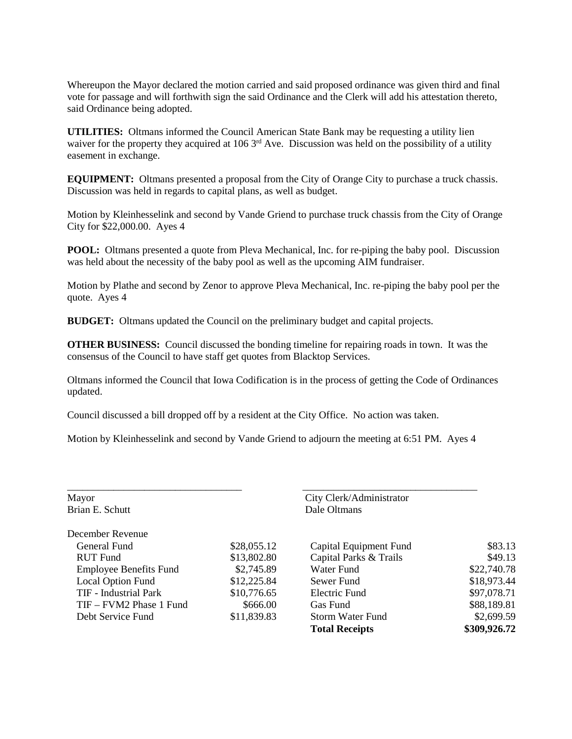Whereupon the Mayor declared the motion carried and said proposed ordinance was given third and final vote for passage and will forthwith sign the said Ordinance and the Clerk will add his attestation thereto, said Ordinance being adopted.

**UTILITIES:** Oltmans informed the Council American State Bank may be requesting a utility lien waiver for the property they acquired at 106 3rd Ave. Discussion was held on the possibility of a utility easement in exchange.

**EQUIPMENT:** Oltmans presented a proposal from the City of Orange City to purchase a truck chassis. Discussion was held in regards to capital plans, as well as budget.

Motion by Kleinhesselink and second by Vande Griend to purchase truck chassis from the City of Orange City for $22,000.00. Ayes 4

**POOL:** Oltmans presented a quote from Pleva Mechanical, Inc. for re-piping the baby pool. Discussion was held about the necessity of the baby pool as well as the upcoming AIM fundraiser.

Motion by Plathe and second by Zenor to approve Pleva Mechanical, Inc. re-piping the baby pool per the quote. Ayes 4

**BUDGET:** Oltmans updated the Council on the preliminary budget and capital projects.

**OTHER BUSINESS:** Council discussed the bonding timeline for repairing roads in town. It was the consensus of the Council to have staff get quotes from Blacktop Services.

Oltmans informed the Council that Iowa Codification is in the process of getting the Code of Ordinances updated.

Council discussed a bill dropped off by a resident at the City Office. No action was taken.

Motion by Kleinhesselink and second by Vande Griend to adjourn the meeting at 6:51 PM. Ayes 4

\_\_\_\_\_\_\_\_\_\_\_\_\_\_\_\_\_\_\_\_\_\_\_\_\_\_\_\_\_\_\_\_\_\_\_\_
Mayor
Brian E. Schutt

\_\_\_\_\_\_\_\_\_\_\_\_\_\_\_\_\_\_\_\_\_\_\_\_\_\_\_\_\_\_\_\_\_\_\_\_
City Clerk/Administrator
Dale Oltmans

December Revenue

| | | | |
|---|---|---|---|
| General Fund | $28,055.12 | Capital Equipment Fund | $83.13 |
| RUT Fund | $13,802.80 | Capital Parks & Trails | $49.13 |
| Employee Benefits Fund | $2,745.89 | Water Fund | $22,740.78 |
| Local Option Fund | $12,225.84 | Sewer Fund | $18,973.44 |
| TIF - Industrial Park | $10,776.65 | Electric Fund | $97,078.71 |
| TIF – FVM2 Phase 1 Fund | $666.00 | Gas Fund | $88,189.81 |
| Debt Service Fund | $11,839.83 | Storm Water Fund | $2,699.59 |
| | | **Total Receipts** | **$309,926.72** |